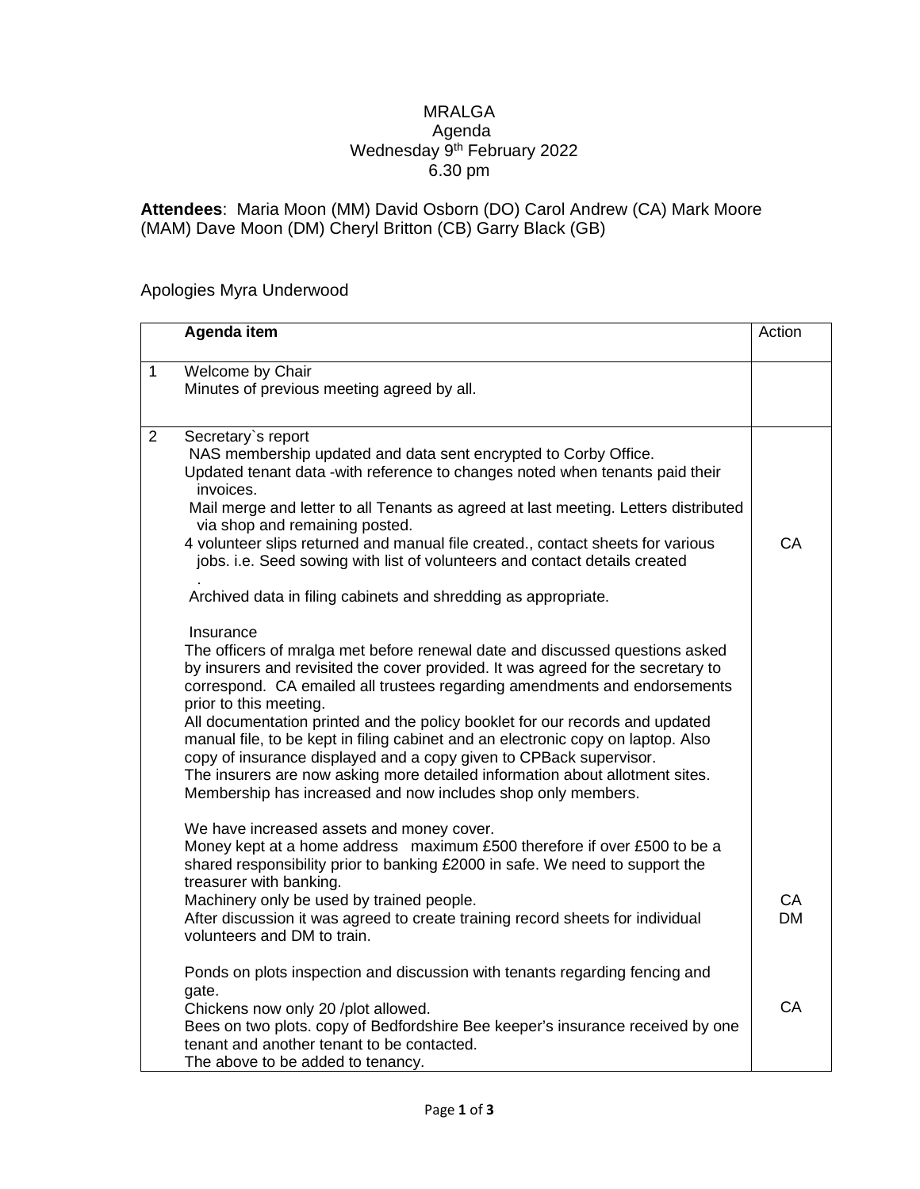MRALGA
Agenda
Wednesday 9th February 2022
6.30 pm

**Attendees**: Maria Moon (MM) David Osborn (DO) Carol Andrew (CA) Mark Moore (MAM) Dave Moon (DM) Cheryl Britton (CB) Garry Black (GB)

Apologies Myra Underwood

| | **Agenda item** | Action |
|---|---|---|
| 1 | Welcome by Chair<br>Minutes of previous meeting agreed by all. | |
| 2 | Secretary`s report<br>NAS membership updated and data sent encrypted to Corby Office.<br>Updated tenant data -with reference to changes noted when tenants paid their invoices.<br>Mail merge and letter to all Tenants as agreed at last meeting. Letters distributed via shop and remaining posted.<br>4 volunteer slips returned and manual file created., contact sheets for various jobs. i.e. Seed sowing with list of volunteers and contact details created<br>.<br>Archived data in filing cabinets and shredding as appropriate.<br><br>Insurance<br>The officers of mralga met before renewal date and discussed questions asked by insurers and revisited the cover provided. It was agreed for the secretary to correspond. CA emailed all trustees regarding amendments and endorsements prior to this meeting.<br>All documentation printed and the policy booklet for our records and updated manual file, to be kept in filing cabinet and an electronic copy on laptop. Also copy of insurance displayed and a copy given to CPBack supervisor.<br>The insurers are now asking more detailed information about allotment sites. Membership has increased and now includes shop only members.<br><br>We have increased assets and money cover.<br>Money kept at a home address maximum £500 therefore if over £500 to be a shared responsibility prior to banking £2000 in safe. We need to support the treasurer with banking.<br>Machinery only be used by trained people.<br>After discussion it was agreed to create training record sheets for individual volunteers and DM to train.<br><br>Ponds on plots inspection and discussion with tenants regarding fencing and gate.<br>Chickens now only 20 /plot allowed.<br>Bees on two plots. copy of Bedfordshire Bee keeper's insurance received by one tenant and another tenant to be contacted.<br>The above to be added to tenancy. | CA<br><br><br><br><br><br><br>CA<br>DM<br><br><br>CA |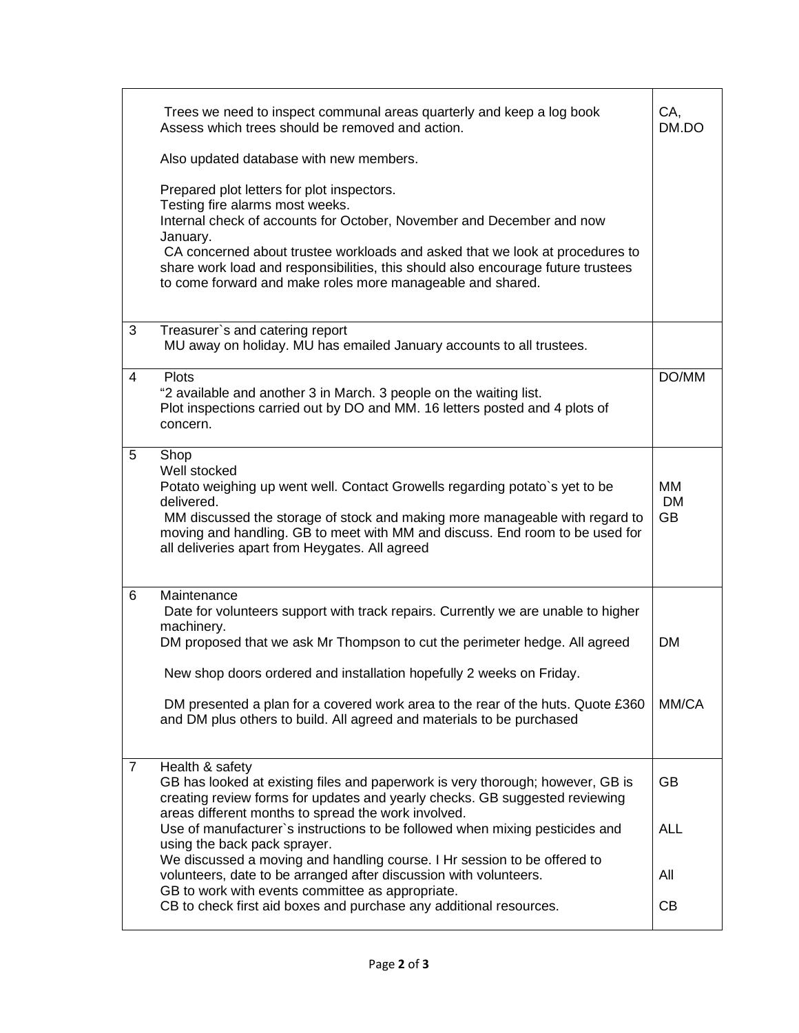| | | |
|---|---|---|
| | Trees we need to inspect communal areas quarterly and keep a log book Assess which trees should be removed and action.<br><br>Also updated database with new members.<br><br>Prepared plot letters for plot inspectors.<br>Testing fire alarms most weeks.<br>Internal check of accounts for October, November and December and now January.<br>CA concerned about trustee workloads and asked that we look at procedures to share work load and responsibilities, this should also encourage future trustees to come forward and make roles more manageable and shared. | CA, DM.DO |
| 3 | Treasurer`s and catering report<br>MU away on holiday. MU has emailed January accounts to all trustees. | |
| 4 | Plots<br>"2 available and another 3 in March. 3 people on the waiting list.<br>Plot inspections carried out by DO and MM. 16 letters posted and 4 plots of concern. | DO/MM |
| 5 | Shop<br>Well stocked<br>Potato weighing up went well. Contact Growells regarding potato`s yet to be delivered.<br>MM discussed the storage of stock and making more manageable with regard to moving and handling. GB to meet with MM and discuss. End room to be used for all deliveries apart from Heygates. All agreed | MM<br>DM<br>GB |
| 6 | Maintenance<br>Date for volunteers support with track repairs. Currently we are unable to higher machinery.<br>DM proposed that we ask Mr Thompson to cut the perimeter hedge. All agreed<br><br>New shop doors ordered and installation hopefully 2 weeks on Friday.<br><br>DM presented a plan for a covered work area to the rear of the huts. Quote £360 and DM plus others to build. All agreed and materials to be purchased | DM<br><br>MM/CA |
| 7 | Health & safety<br>GB has looked at existing files and paperwork is very thorough; however, GB is creating review forms for updates and yearly checks. GB suggested reviewing areas different months to spread the work involved.<br>Use of manufacturer`s instructions to be followed when mixing pesticides and using the back pack sprayer.<br>We discussed a moving and handling course. I Hr session to be offered to volunteers, date to be arranged after discussion with volunteers.<br>GB to work with events committee as appropriate.<br>CB to check first aid boxes and purchase any additional resources. | GB<br><br>ALL<br><br>All<br><br>CB |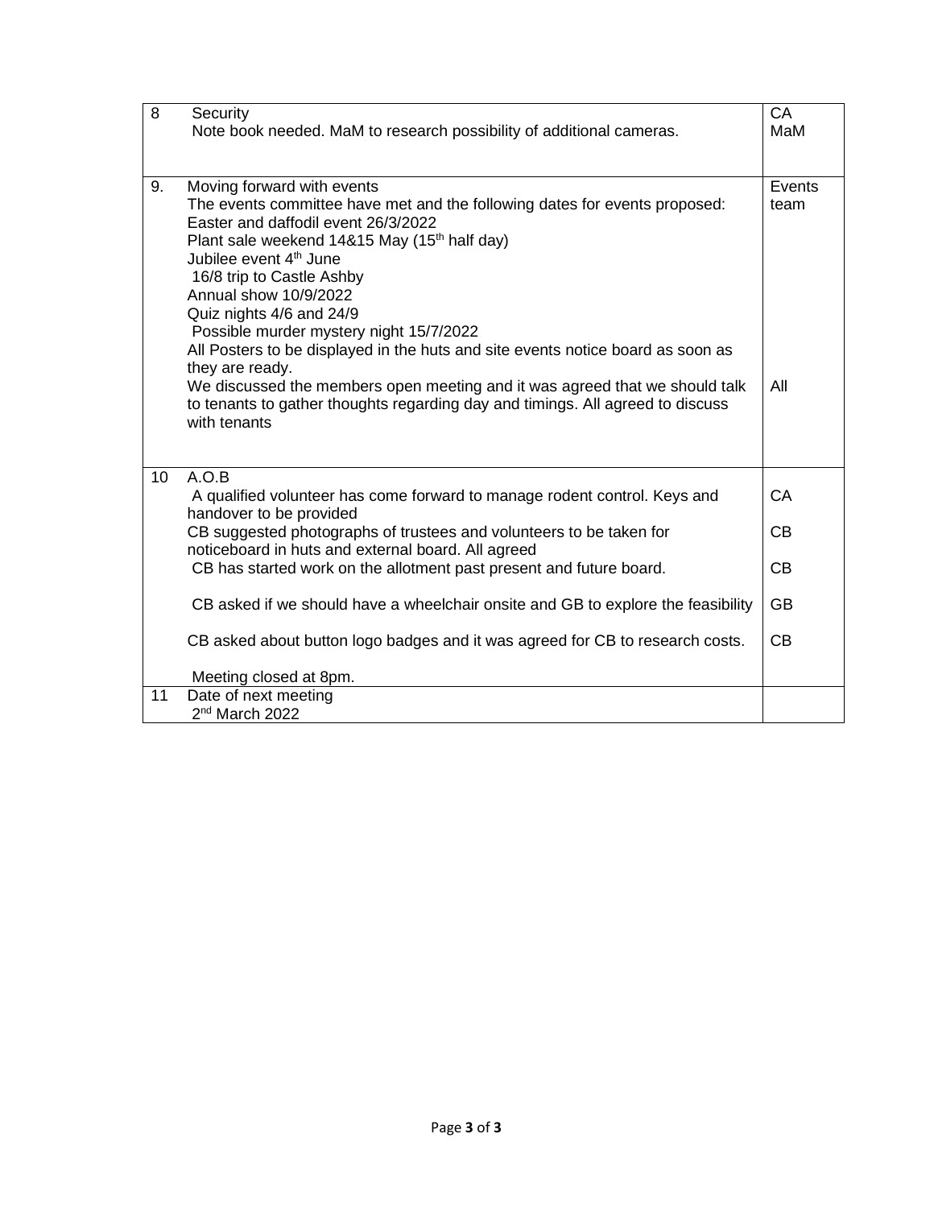| | | |
|---|---|---|
| 8 | Security<br>Note book needed. MaM to research possibility of additional cameras. | CA<br>MaM |
| 9. | Moving forward with events<br>The events committee have met and the following dates for events proposed:<br>Easter and daffodil event 26/3/2022<br>Plant sale weekend 14&15 May (15th half day)<br>Jubilee event 4th June<br>16/8 trip to Castle Ashby<br>Annual show 10/9/2022<br>Quiz nights 4/6 and 24/9<br>Possible murder mystery night 15/7/2022<br>All Posters to be displayed in the huts and site events notice board as soon as they are ready.<br>We discussed the members open meeting and it was agreed that we should talk to tenants to gather thoughts regarding day and timings. All agreed to discuss with tenants | Events team<br><br><br><br><br><br><br><br><br><br>All |
| 10 | A.O.B<br>A qualified volunteer has come forward to manage rodent control. Keys and handover to be provided<br>CB suggested photographs of trustees and volunteers to be taken for noticeboard in huts and external board. All agreed<br>CB has started work on the allotment past present and future board.<br><br>CB asked if we should have a wheelchair onsite and GB to explore the feasibility<br><br>CB asked about button logo badges and it was agreed for CB to research costs.<br><br>Meeting closed at 8pm. | <br>CA<br><br>CB<br><br>CB<br><br>GB<br><br>CB |
| 11 | Date of next meeting<br>2nd March 2022 | |